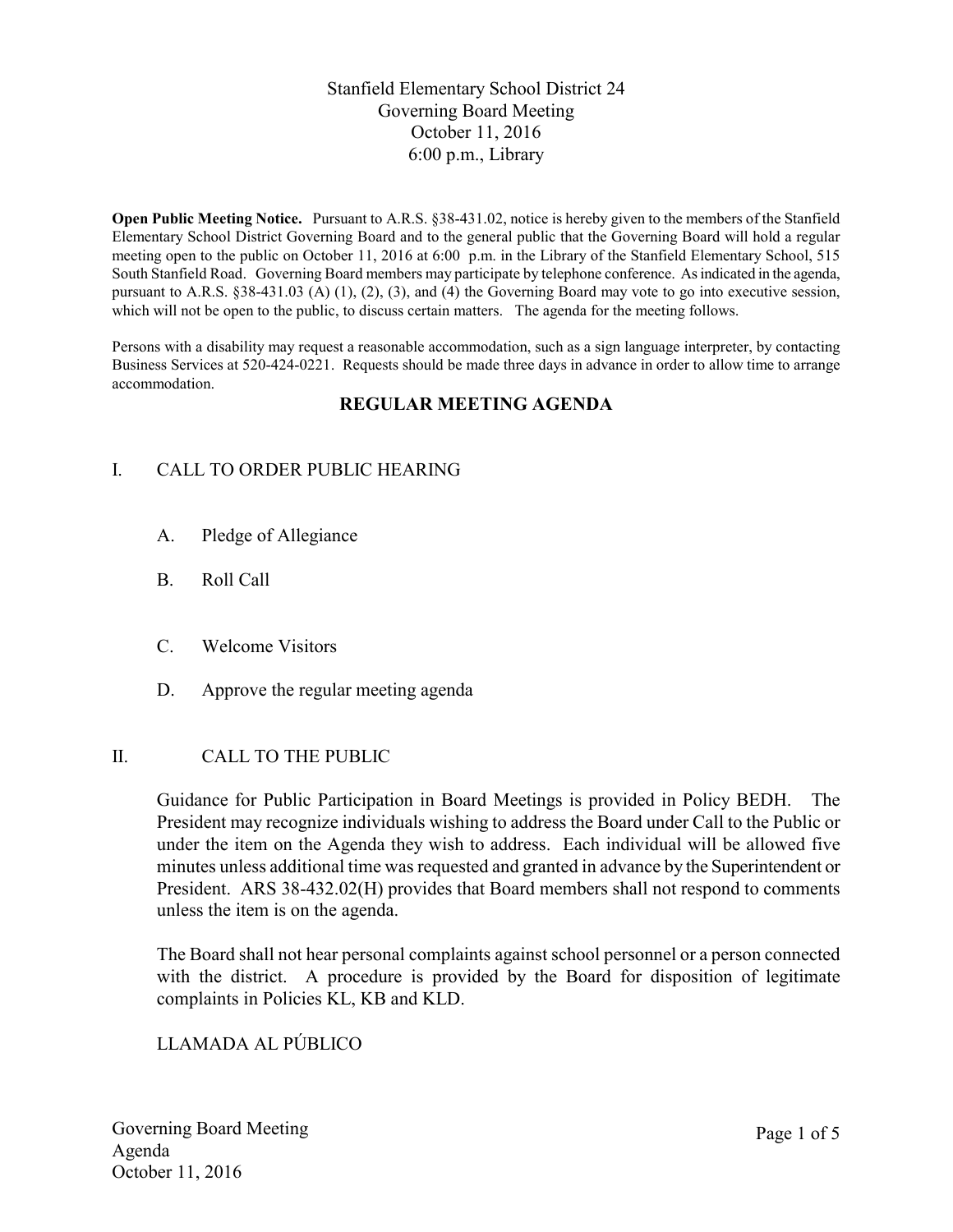# Stanfield Elementary School District 24
# Governing Board Meeting
# October 11, 2016
# 6:00 p.m., Library

**Open Public Meeting Notice.** Pursuant to A.R.S. §38-431.02, notice is hereby given to the members of the Stanfield Elementary School District Governing Board and to the general public that the Governing Board will hold a regular meeting open to the public on October 11, 2016 at 6:00 p.m. in the Library of the Stanfield Elementary School, 515 South Stanfield Road. Governing Board members may participate by telephone conference. As indicated in the agenda, pursuant to A.R.S. §38-431.03 (A) (1), (2), (3), and (4) the Governing Board may vote to go into executive session, which will not be open to the public, to discuss certain matters. The agenda for the meeting follows.

Persons with a disability may request a reasonable accommodation, such as a sign language interpreter, by contacting Business Services at 520-424-0221. Requests should be made three days in advance in order to allow time to arrange accommodation.

## REGULAR MEETING AGENDA

I. CALL TO ORDER PUBLIC HEARING

A. Pledge of Allegiance

B. Roll Call

C. Welcome Visitors

D. Approve the regular meeting agenda

II. CALL TO THE PUBLIC

Guidance for Public Participation in Board Meetings is provided in Policy BEDH. The President may recognize individuals wishing to address the Board under Call to the Public or under the item on the Agenda they wish to address. Each individual will be allowed five minutes unless additional time was requested and granted in advance by the Superintendent or President. ARS 38-432.02(H) provides that Board members shall not respond to comments unless the item is on the agenda.

The Board shall not hear personal complaints against school personnel or a person connected with the district. A procedure is provided by the Board for disposition of legitimate complaints in Policies KL, KB and KLD.

LLAMADA AL PÚBLICO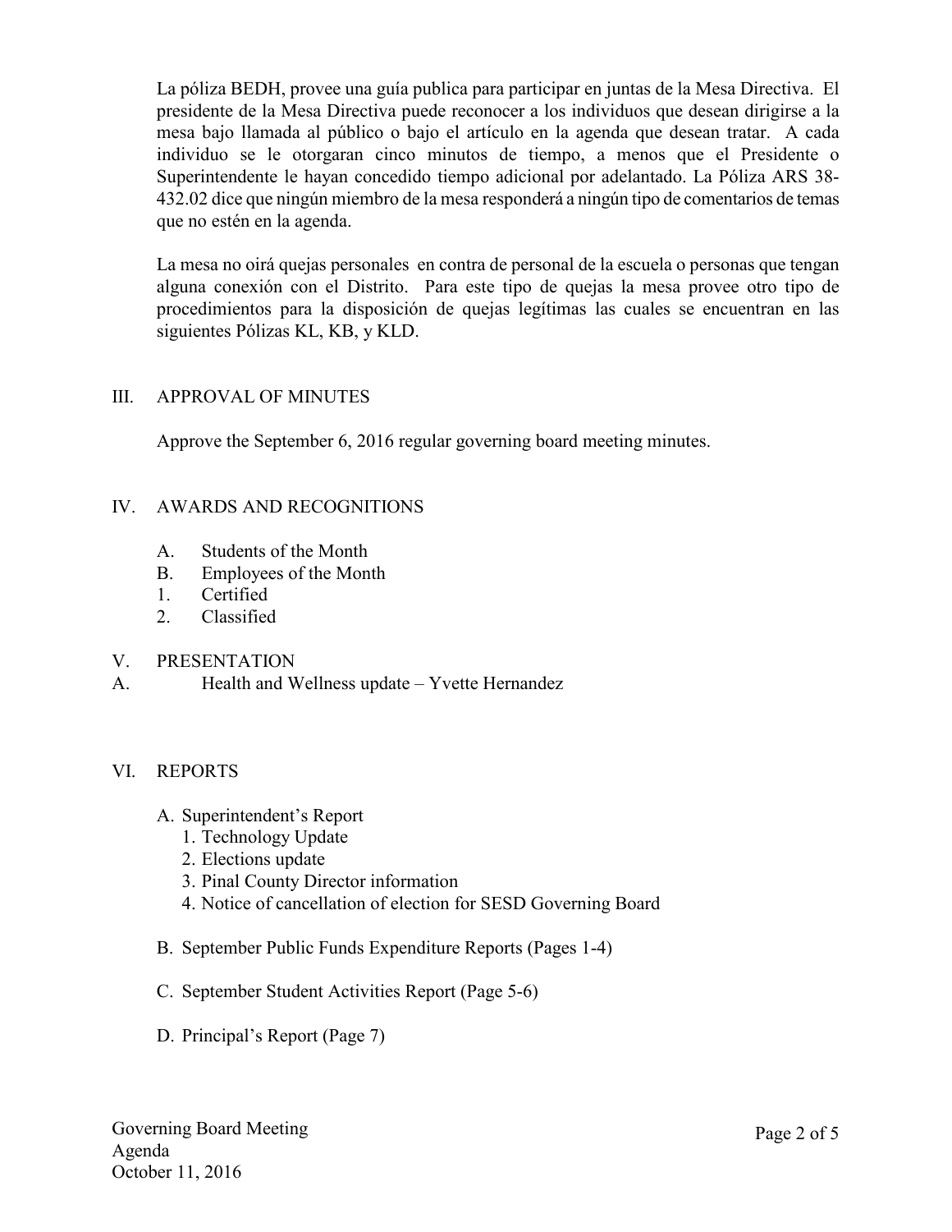La póliza BEDH, provee una guía publica para participar en juntas de la Mesa Directiva. El presidente de la Mesa Directiva puede reconocer a los individuos que desean dirigirse a la mesa bajo llamada al público o bajo el artículo en la agenda que desean tratar. A cada individuo se le otorgaran cinco minutos de tiempo, a menos que el Presidente o Superintendente le hayan concedido tiempo adicional por adelantado. La Póliza ARS 38-432.02 dice que ningún miembro de la mesa responderá a ningún tipo de comentarios de temas que no estén en la agenda.

La mesa no oirá quejas personales en contra de personal de la escuela o personas que tengan alguna conexión con el Distrito. Para este tipo de quejas la mesa provee otro tipo de procedimientos para la disposición de quejas legítimas las cuales se encuentran en las siguientes Pólizas KL, KB, y KLD.

## III. APPROVAL OF MINUTES

Approve the September 6, 2016 regular governing board meeting minutes.

## IV. AWARDS AND RECOGNITIONS

A. Students of the Month
B. Employees of the Month
1. Certified
2. Classified

## V. PRESENTATION

A. Health and Wellness update – Yvette Hernandez

## VI. REPORTS

A. Superintendent's Report
   1. Technology Update
   2. Elections update
   3. Pinal County Director information
   4. Notice of cancellation of election for SESD Governing Board

B. September Public Funds Expenditure Reports (Pages 1-4)

C. September Student Activities Report (Page 5-6)

D. Principal's Report (Page 7)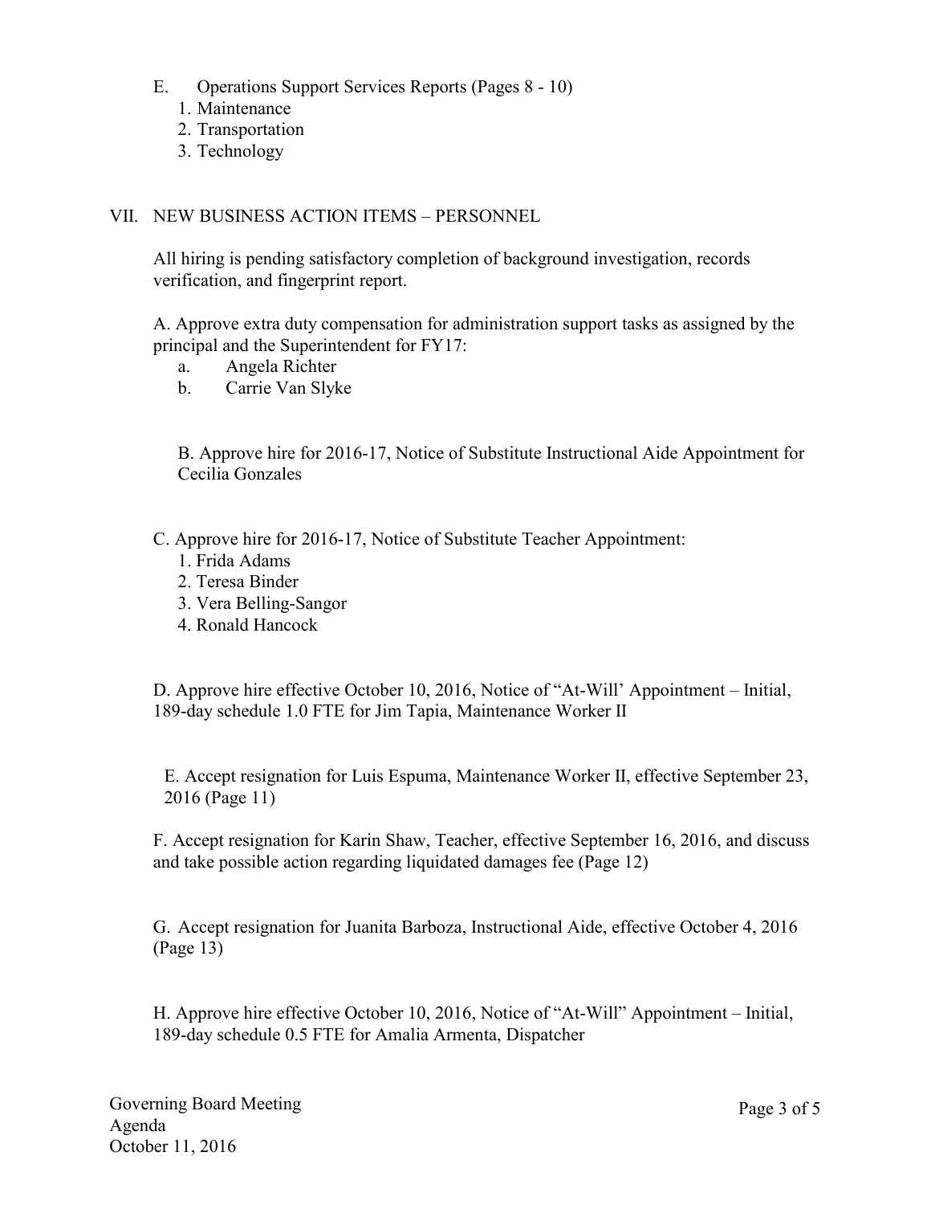E. Operations Support Services Reports (Pages 8 - 10)
   1. Maintenance
   2. Transportation
   3. Technology

VII. NEW BUSINESS ACTION ITEMS – PERSONNEL

All hiring is pending satisfactory completion of background investigation, records verification, and fingerprint report.

A. Approve extra duty compensation for administration support tasks as assigned by the principal and the Superintendent for FY17:
   a. Angela Richter
   b. Carrie Van Slyke

B. Approve hire for 2016-17, Notice of Substitute Instructional Aide Appointment for Cecilia Gonzales

C. Approve hire for 2016-17, Notice of Substitute Teacher Appointment:
   1. Frida Adams
   2. Teresa Binder
   3. Vera Belling-Sangor
   4. Ronald Hancock

D. Approve hire effective October 10, 2016, Notice of "At-Will' Appointment – Initial, 189-day schedule 1.0 FTE for Jim Tapia, Maintenance Worker II

E. Accept resignation for Luis Espuma, Maintenance Worker II, effective September 23, 2016 (Page 11)

F. Accept resignation for Karin Shaw, Teacher, effective September 16, 2016, and discuss and take possible action regarding liquidated damages fee (Page 12)

G. Accept resignation for Juanita Barboza, Instructional Aide, effective October 4, 2016 (Page 13)

H. Approve hire effective October 10, 2016, Notice of "At-Will" Appointment – Initial, 189-day schedule 0.5 FTE for Amalia Armenta, Dispatcher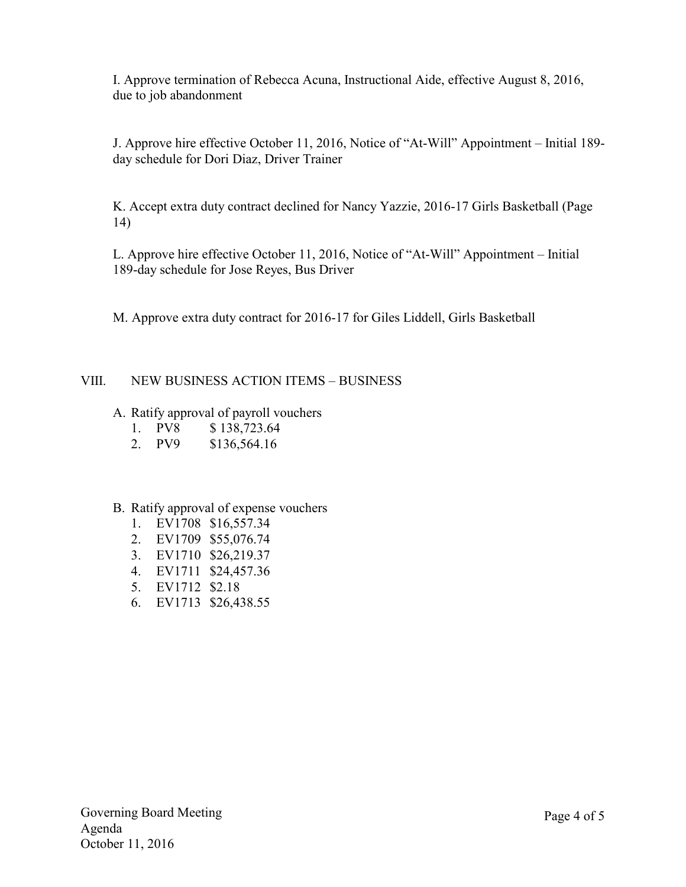I. Approve termination of Rebecca Acuna, Instructional Aide, effective August 8, 2016, due to job abandonment

J. Approve hire effective October 11, 2016, Notice of "At-Will" Appointment – Initial 189-day schedule for Dori Diaz, Driver Trainer

K. Accept extra duty contract declined for Nancy Yazzie, 2016-17 Girls Basketball (Page 14)

L. Approve hire effective October 11, 2016, Notice of "At-Will" Appointment – Initial 189-day schedule for Jose Reyes, Bus Driver

M. Approve extra duty contract for 2016-17 for Giles Liddell, Girls Basketball

## VIII. NEW BUSINESS ACTION ITEMS – BUSINESS

A. Ratify approval of payroll vouchers
1. PV8 $ 138,723.64
2. PV9 $136,564.16

B. Ratify approval of expense vouchers
1. EV1708 $16,557.34
2. EV1709 $55,076.74
3. EV1710 $26,219.37
4. EV1711 $24,457.36
5. EV1712 $2.18
6. EV1713 $26,438.55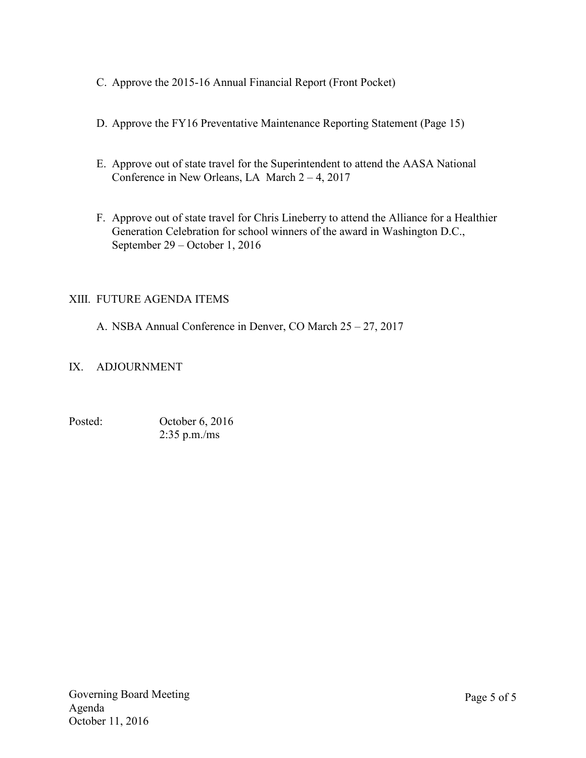C. Approve the 2015-16 Annual Financial Report (Front Pocket)

D. Approve the FY16 Preventative Maintenance Reporting Statement (Page 15)

E. Approve out of state travel for the Superintendent to attend the AASA National Conference in New Orleans, LA March 2 – 4, 2017

F. Approve out of state travel for Chris Lineberry to attend the Alliance for a Healthier Generation Celebration for school winners of the award in Washington D.C., September 29 – October 1, 2016

XIII. FUTURE AGENDA ITEMS

A. NSBA Annual Conference in Denver, CO March 25 – 27, 2017

IX. ADJOURNMENT

Posted: October 6, 2016
2:35 p.m./ms